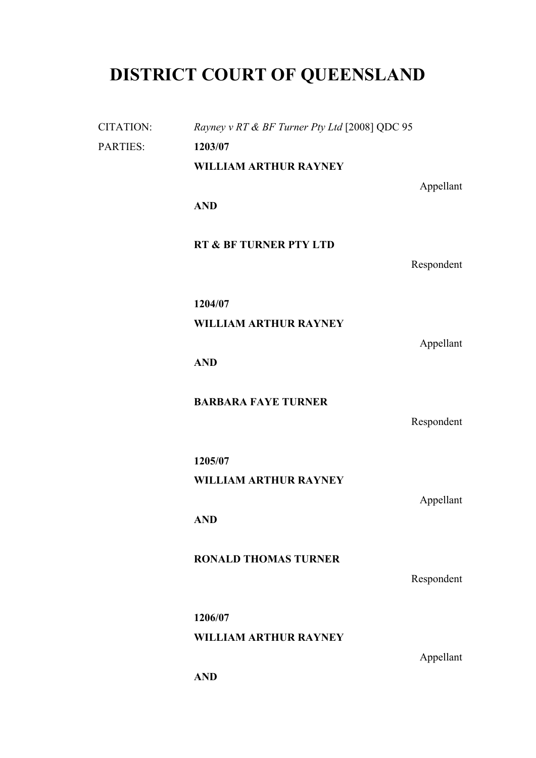# DISTRICT COURT OF QUEENSLAND

CITATION: *Rayney v RT & BF Turner Pty Ltd* [2008] QDC 95

PARTIES: **1203/07**

**WILLIAM ARTHUR RAYNEY**

Appellant

**AND**

**RT & BF TURNER PTY LTD**

Respondent

**1204/07**

**WILLIAM ARTHUR RAYNEY**

Appellant

**AND**

**BARBARA FAYE TURNER**

Respondent

**1205/07**

**WILLIAM ARTHUR RAYNEY**

Appellant

**AND**

**RONALD THOMAS TURNER**

Respondent

**1206/07**

**WILLIAM ARTHUR RAYNEY**

Appellant

**AND**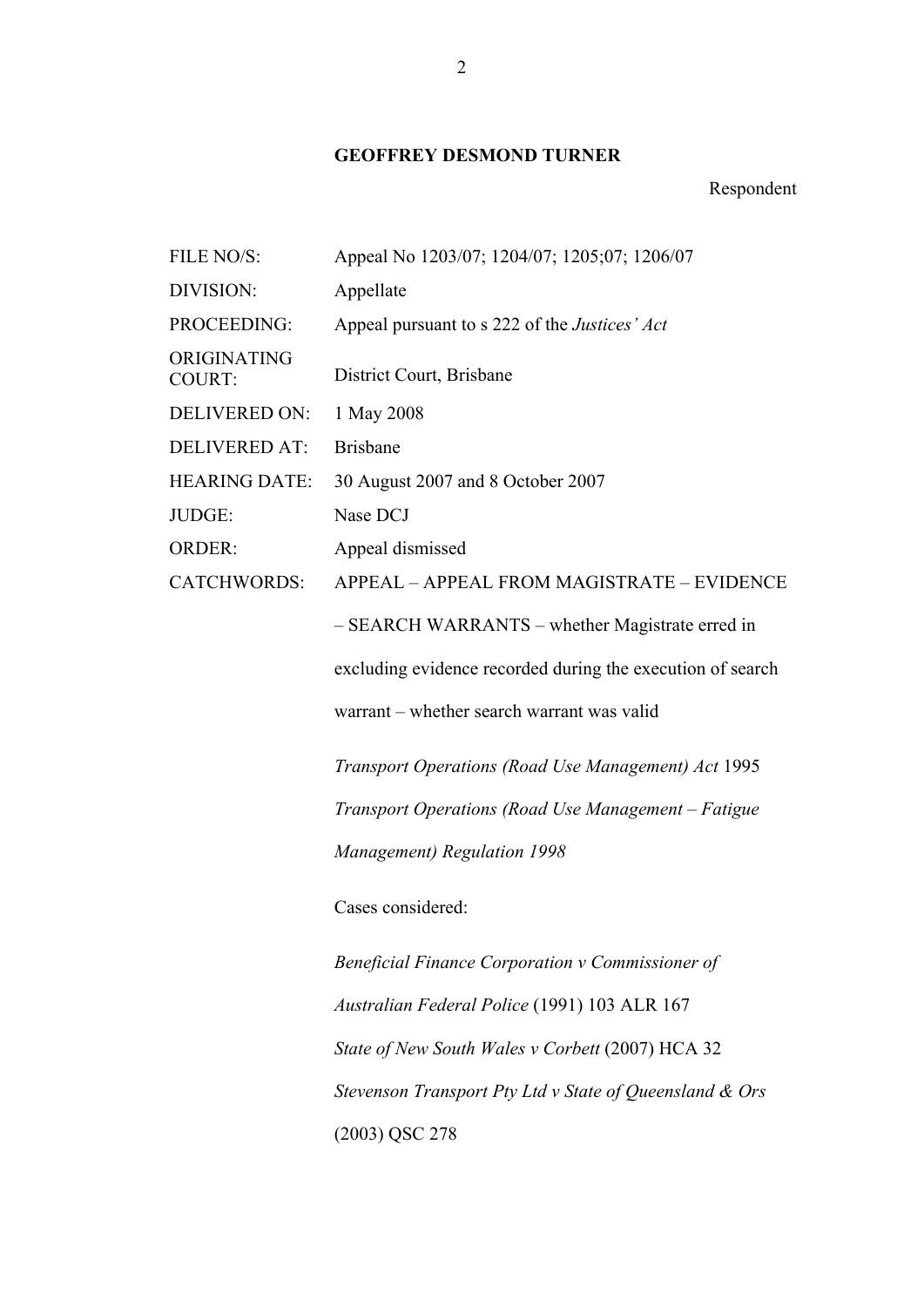**GEOFFREY DESMOND TURNER**

Respondent

| | |
|---|---|
| FILE NO/S: | Appeal No 1203/07; 1204/07; 1205;07; 1206/07 |
| DIVISION: | Appellate |
| PROCEEDING: | Appeal pursuant to s 222 of the *Justices' Act* |
| ORIGINATING COURT: | District Court, Brisbane |
| DELIVERED ON: | 1 May 2008 |
| DELIVERED AT: | Brisbane |
| HEARING DATE: | 30 August 2007 and 8 October 2007 |
| JUDGE: | Nase DCJ |
| ORDER: | Appeal dismissed |
| CATCHWORDS: | APPEAL – APPEAL FROM MAGISTRATE – EVIDENCE – SEARCH WARRANTS – whether Magistrate erred in excluding evidence recorded during the execution of search warrant – whether search warrant was valid<br><br>*Transport Operations (Road Use Management) Act* 1995<br>*Transport Operations (Road Use Management – Fatigue Management) Regulation 1998*<br><br>Cases considered:<br><br>*Beneficial Finance Corporation v Commissioner of Australian Federal Police* (1991) 103 ALR 167<br>*State of New South Wales v Corbett* (2007) HCA 32<br>*Stevenson Transport Pty Ltd v State of Queensland & Ors* (2003) QSC 278 |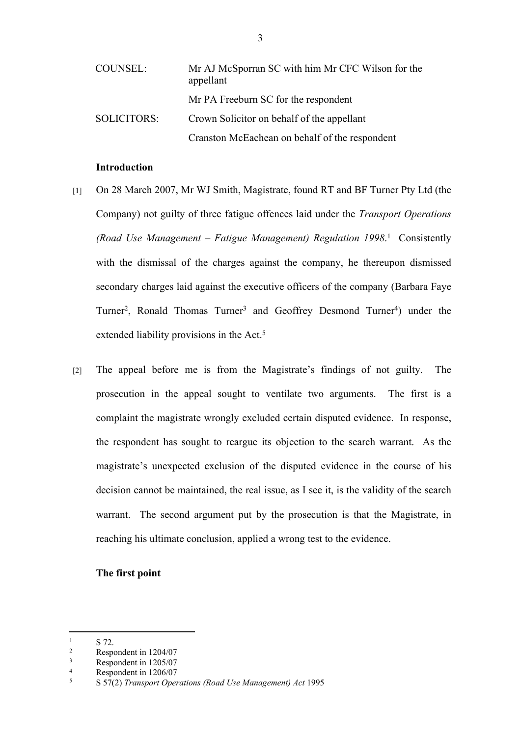| | |
|---|---|
| COUNSEL: | Mr AJ McSporran SC with him Mr CFC Wilson for the appellant |
| | Mr PA Freeburn SC for the respondent |
| SOLICITORS: | Crown Solicitor on behalf of the appellant |
| | Cranston McEachean on behalf of the respondent |

**Introduction**

[1] On 28 March 2007, Mr WJ Smith, Magistrate, found RT and BF Turner Pty Ltd (the Company) not guilty of three fatigue offences laid under the *Transport Operations (Road Use Management – Fatigue Management) Regulation 1998*.[1] Consistently with the dismissal of the charges against the company, he thereupon dismissed secondary charges laid against the executive officers of the company (Barbara Faye Turner[2], Ronald Thomas Turner[3] and Geoffrey Desmond Turner[4]) under the extended liability provisions in the Act.[5]

[2] The appeal before me is from the Magistrate's findings of not guilty. The prosecution in the appeal sought to ventilate two arguments. The first is a complaint the magistrate wrongly excluded certain disputed evidence. In response, the respondent has sought to reargue its objection to the search warrant. As the magistrate's unexpected exclusion of the disputed evidence in the course of his decision cannot be maintained, the real issue, as I see it, is the validity of the search warrant. The second argument put by the prosecution is that the Magistrate, in reaching his ultimate conclusion, applied a wrong test to the evidence.

**The first point**

---

[1] S 72.
[2] Respondent in 1204/07
[3] Respondent in 1205/07
[4] Respondent in 1206/07
[5] S 57(2) *Transport Operations (Road Use Management) Act* 1995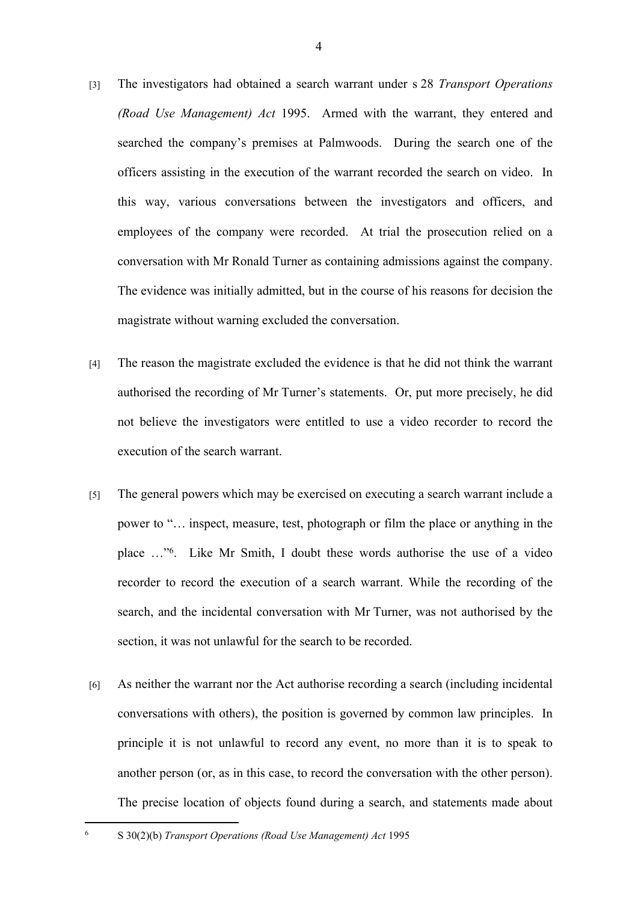[3] The investigators had obtained a search warrant under s 28 *Transport Operations (Road Use Management) Act* 1995. Armed with the warrant, they entered and searched the company's premises at Palmwoods. During the search one of the officers assisting in the execution of the warrant recorded the search on video. In this way, various conversations between the investigators and officers, and employees of the company were recorded. At trial the prosecution relied on a conversation with Mr Ronald Turner as containing admissions against the company. The evidence was initially admitted, but in the course of his reasons for decision the magistrate without warning excluded the conversation.

[4] The reason the magistrate excluded the evidence is that he did not think the warrant authorised the recording of Mr Turner's statements. Or, put more precisely, he did not believe the investigators were entitled to use a video recorder to record the execution of the search warrant.

[5] The general powers which may be exercised on executing a search warrant include a power to "… inspect, measure, test, photograph or film the place or anything in the place …"[6]. Like Mr Smith, I doubt these words authorise the use of a video recorder to record the execution of a search warrant. While the recording of the search, and the incidental conversation with Mr Turner, was not authorised by the section, it was not unlawful for the search to be recorded.

[6] As neither the warrant nor the Act authorise recording a search (including incidental conversations with others), the position is governed by common law principles. In principle it is not unlawful to record any event, no more than it is to speak to another person (or, as in this case, to record the conversation with the other person). The precise location of objects found during a search, and statements made about

---

[6] S 30(2)(b) *Transport Operations (Road Use Management) Act* 1995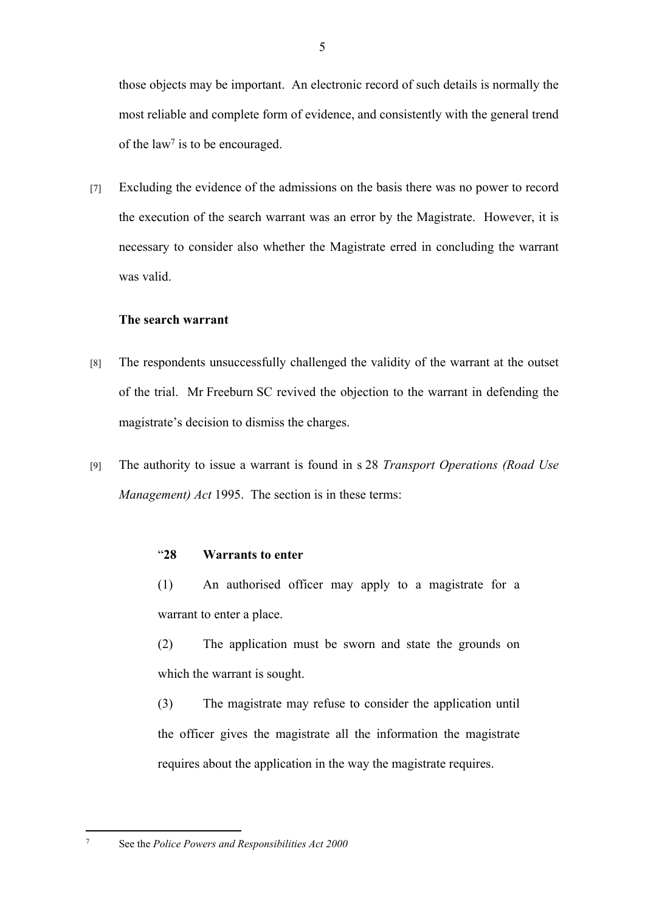those objects may be important. An electronic record of such details is normally the most reliable and complete form of evidence, and consistently with the general trend of the law[7] is to be encouraged.

[7] Excluding the evidence of the admissions on the basis there was no power to record the execution of the search warrant was an error by the Magistrate. However, it is necessary to consider also whether the Magistrate erred in concluding the warrant was valid.

**The search warrant**

[8] The respondents unsuccessfully challenged the validity of the warrant at the outset of the trial. Mr Freeburn SC revived the objection to the warrant in defending the magistrate's decision to dismiss the charges.

[9] The authority to issue a warrant is found in s 28 *Transport Operations (Road Use Management) Act* 1995. The section is in these terms:

> "**28 Warrants to enter**
>
> (1) An authorised officer may apply to a magistrate for a warrant to enter a place.
>
> (2) The application must be sworn and state the grounds on which the warrant is sought.
>
> (3) The magistrate may refuse to consider the application until the officer gives the magistrate all the information the magistrate requires about the application in the way the magistrate requires.

---

7 See the *Police Powers and Responsibilities Act 2000*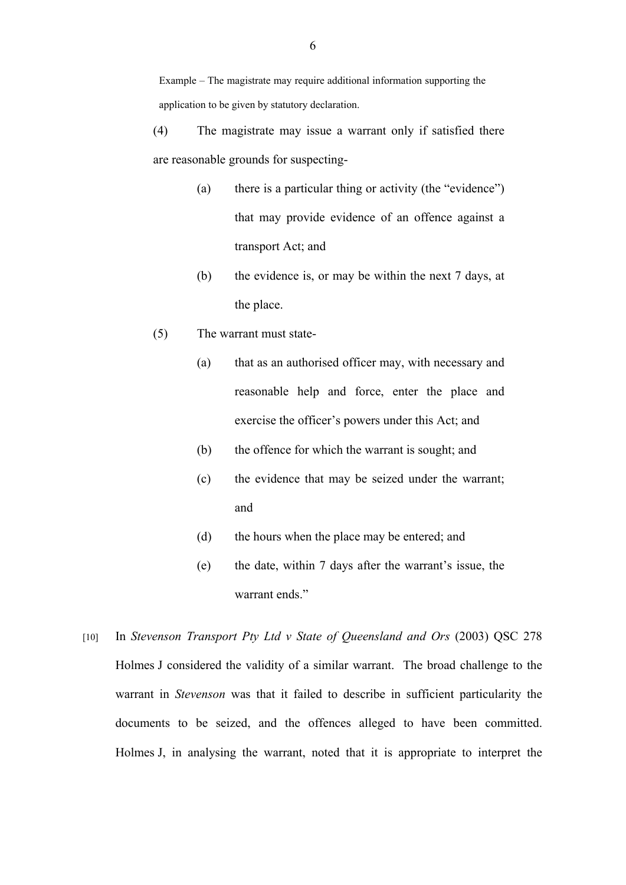Example – The magistrate may require additional information supporting the application to be given by statutory declaration.

(4) The magistrate may issue a warrant only if satisfied there are reasonable grounds for suspecting-

> (a) there is a particular thing or activity (the "evidence") that may provide evidence of an offence against a transport Act; and
>
> (b) the evidence is, or may be within the next 7 days, at the place.

(5) The warrant must state-

> (a) that as an authorised officer may, with necessary and reasonable help and force, enter the place and exercise the officer's powers under this Act; and
>
> (b) the offence for which the warrant is sought; and
>
> (c) the evidence that may be seized under the warrant; and
>
> (d) the hours when the place may be entered; and
>
> (e) the date, within 7 days after the warrant's issue, the warrant ends."

[10] In *Stevenson Transport Pty Ltd v State of Queensland and Ors* (2003) QSC 278 Holmes J considered the validity of a similar warrant. The broad challenge to the warrant in *Stevenson* was that it failed to describe in sufficient particularity the documents to be seized, and the offences alleged to have been committed. Holmes J, in analysing the warrant, noted that it is appropriate to interpret the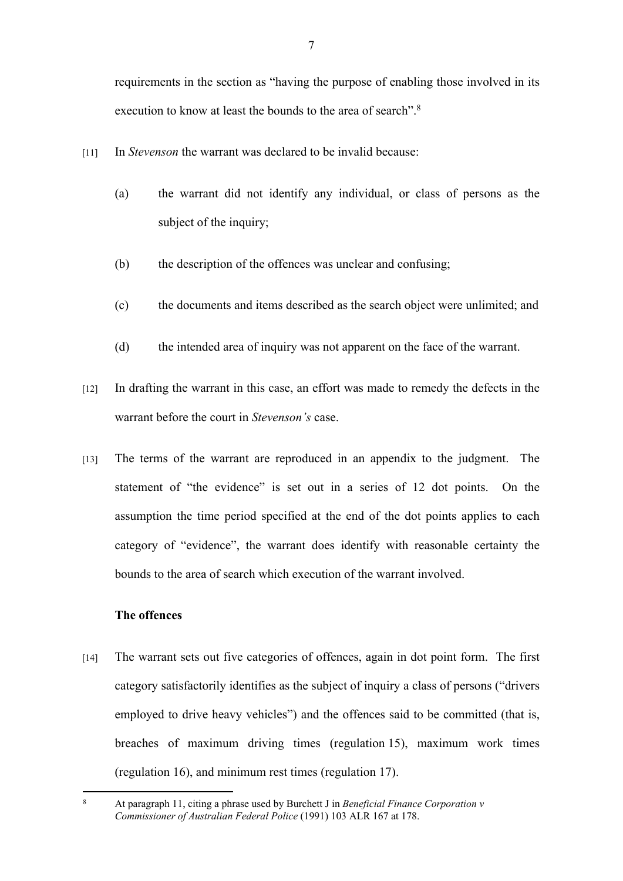requirements in the section as "having the purpose of enabling those involved in its execution to know at least the bounds to the area of search".[8]

[11] In *Stevenson* the warrant was declared to be invalid because:

(a) the warrant did not identify any individual, or class of persons as the subject of the inquiry;

(b) the description of the offences was unclear and confusing;

(c) the documents and items described as the search object were unlimited; and

(d) the intended area of inquiry was not apparent on the face of the warrant.

[12] In drafting the warrant in this case, an effort was made to remedy the defects in the warrant before the court in *Stevenson's* case.

[13] The terms of the warrant are reproduced in an appendix to the judgment. The statement of "the evidence" is set out in a series of 12 dot points. On the assumption the time period specified at the end of the dot points applies to each category of "evidence", the warrant does identify with reasonable certainty the bounds to the area of search which execution of the warrant involved.

**The offences**

[14] The warrant sets out five categories of offences, again in dot point form. The first category satisfactorily identifies as the subject of inquiry a class of persons ("drivers employed to drive heavy vehicles") and the offences said to be committed (that is, breaches of maximum driving times (regulation 15), maximum work times (regulation 16), and minimum rest times (regulation 17).

---

[8] At paragraph 11, citing a phrase used by Burchett J in *Beneficial Finance Corporation v Commissioner of Australian Federal Police* (1991) 103 ALR 167 at 178.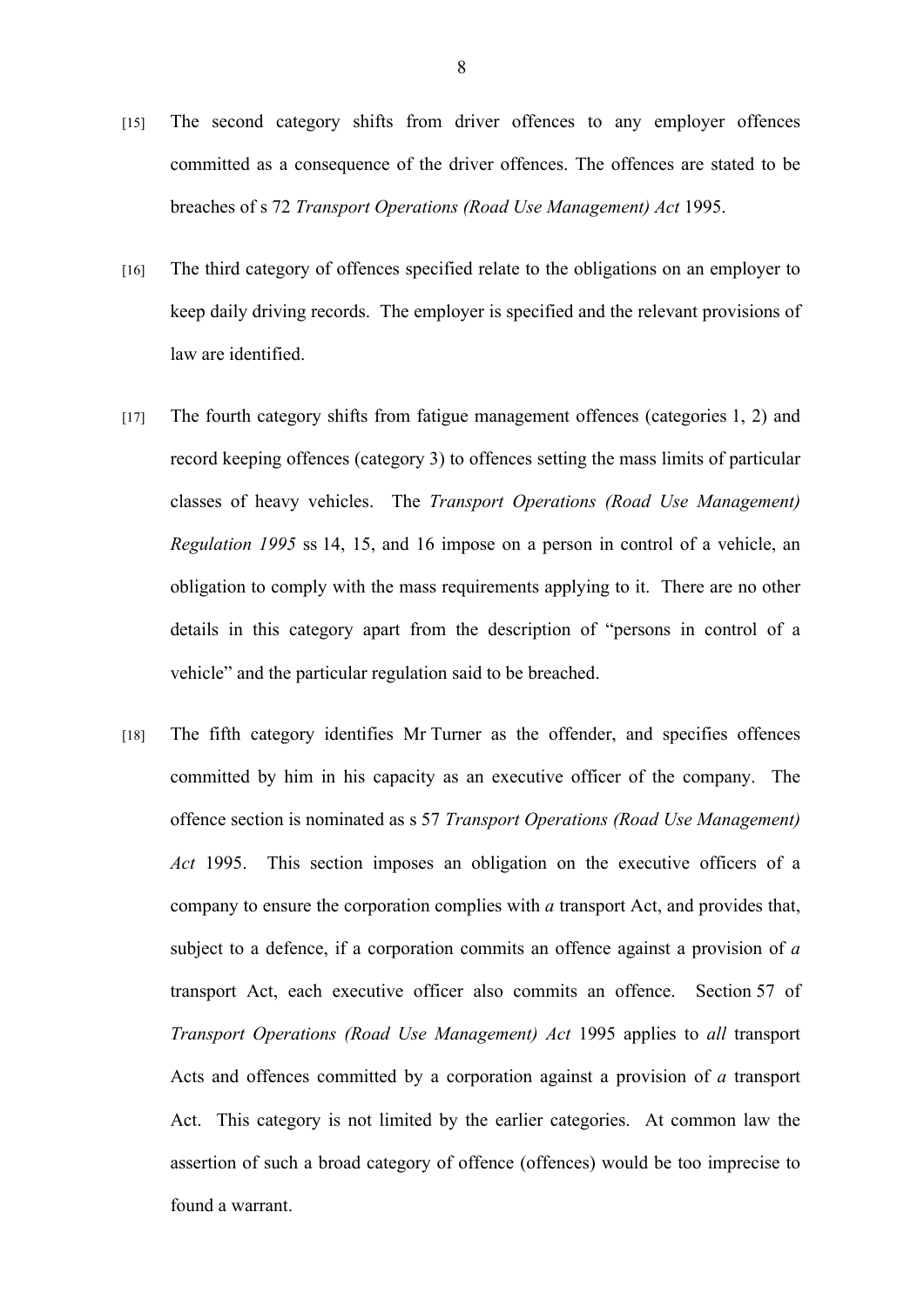[15] The second category shifts from driver offences to any employer offences committed as a consequence of the driver offences. The offences are stated to be breaches of s 72 *Transport Operations (Road Use Management) Act* 1995.

[16] The third category of offences specified relate to the obligations on an employer to keep daily driving records. The employer is specified and the relevant provisions of law are identified.

[17] The fourth category shifts from fatigue management offences (categories 1, 2) and record keeping offences (category 3) to offences setting the mass limits of particular classes of heavy vehicles. The *Transport Operations (Road Use Management) Regulation 1995* ss 14, 15, and 16 impose on a person in control of a vehicle, an obligation to comply with the mass requirements applying to it. There are no other details in this category apart from the description of "persons in control of a vehicle" and the particular regulation said to be breached.

[18] The fifth category identifies Mr Turner as the offender, and specifies offences committed by him in his capacity as an executive officer of the company. The offence section is nominated as s 57 *Transport Operations (Road Use Management) Act* 1995. This section imposes an obligation on the executive officers of a company to ensure the corporation complies with *a* transport Act, and provides that, subject to a defence, if a corporation commits an offence against a provision of *a* transport Act, each executive officer also commits an offence. Section 57 of *Transport Operations (Road Use Management) Act* 1995 applies to *all* transport Acts and offences committed by a corporation against a provision of *a* transport Act. This category is not limited by the earlier categories. At common law the assertion of such a broad category of offence (offences) would be too imprecise to found a warrant.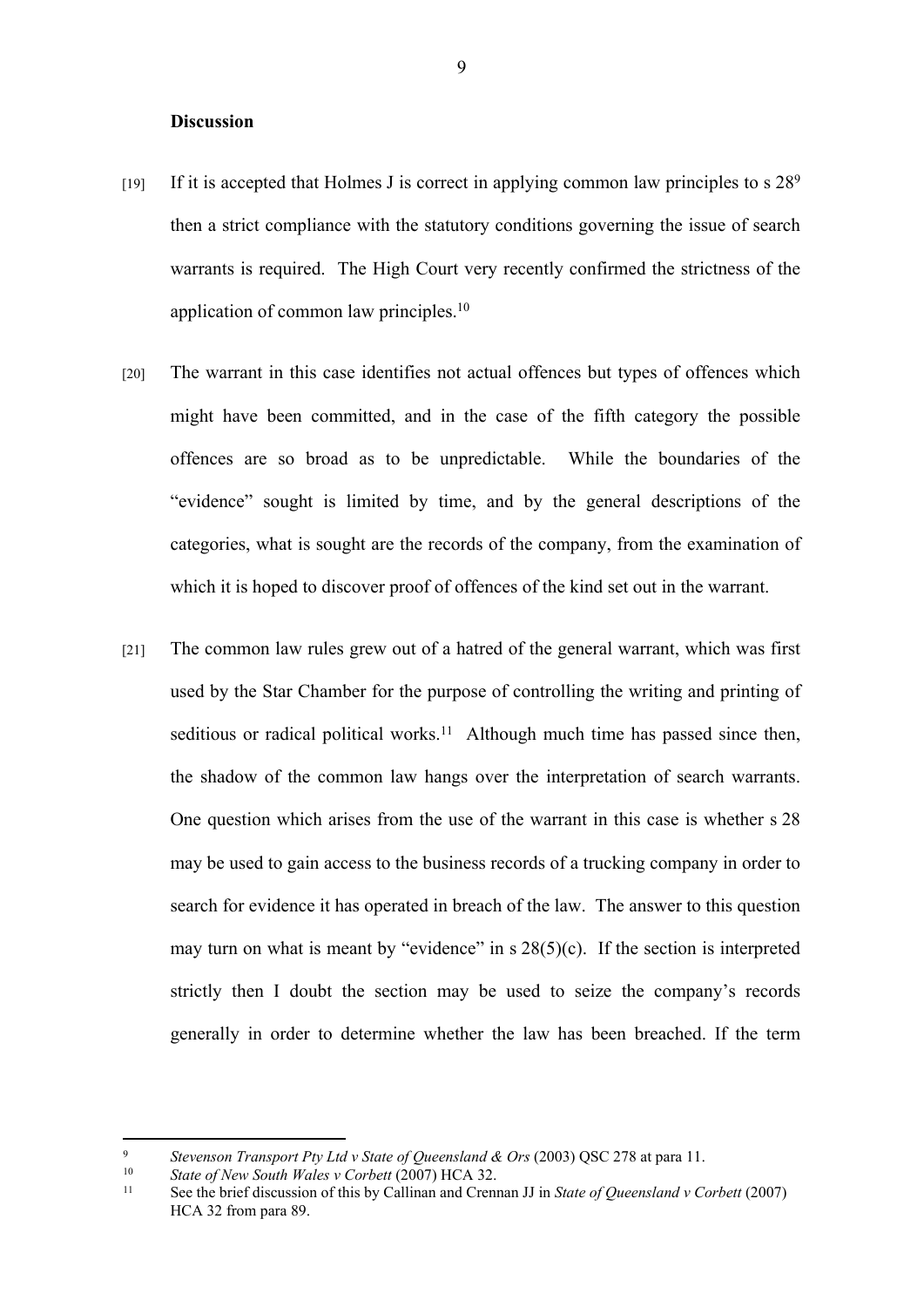**Discussion**

[19] If it is accepted that Holmes J is correct in applying common law principles to s 28[9] then a strict compliance with the statutory conditions governing the issue of search warrants is required. The High Court very recently confirmed the strictness of the application of common law principles.[10]

[20] The warrant in this case identifies not actual offences but types of offences which might have been committed, and in the case of the fifth category the possible offences are so broad as to be unpredictable. While the boundaries of the "evidence" sought is limited by time, and by the general descriptions of the categories, what is sought are the records of the company, from the examination of which it is hoped to discover proof of offences of the kind set out in the warrant.

[21] The common law rules grew out of a hatred of the general warrant, which was first used by the Star Chamber for the purpose of controlling the writing and printing of seditious or radical political works.[11] Although much time has passed since then, the shadow of the common law hangs over the interpretation of search warrants. One question which arises from the use of the warrant in this case is whether s 28 may be used to gain access to the business records of a trucking company in order to search for evidence it has operated in breach of the law. The answer to this question may turn on what is meant by "evidence" in s 28(5)(c). If the section is interpreted strictly then I doubt the section may be used to seize the company's records generally in order to determine whether the law has been breached. If the term

---

[9] *Stevenson Transport Pty Ltd v State of Queensland & Ors* (2003) QSC 278 at para 11.

[10] *State of New South Wales v Corbett* (2007) HCA 32.

[11] See the brief discussion of this by Callinan and Crennan JJ in *State of Queensland v Corbett* (2007) HCA 32 from para 89.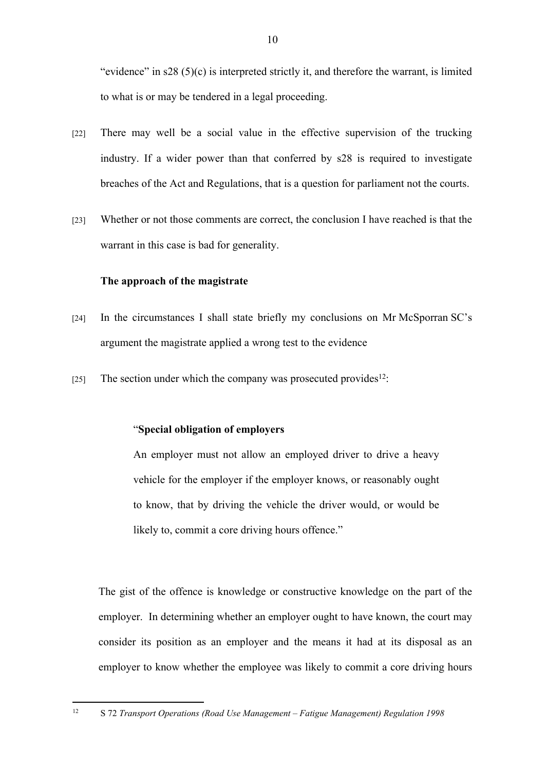"evidence" in s28 (5)(c) is interpreted strictly it, and therefore the warrant, is limited to what is or may be tendered in a legal proceeding.

[22] There may well be a social value in the effective supervision of the trucking industry. If a wider power than that conferred by s28 is required to investigate breaches of the Act and Regulations, that is a question for parliament not the courts.

[23] Whether or not those comments are correct, the conclusion I have reached is that the warrant in this case is bad for generality.

**The approach of the magistrate**

[24] In the circumstances I shall state briefly my conclusions on Mr McSporran SC's argument the magistrate applied a wrong test to the evidence

[25] The section under which the company was prosecuted provides[12]:

> "**Special obligation of employers**
>
> An employer must not allow an employed driver to drive a heavy vehicle for the employer if the employer knows, or reasonably ought to know, that by driving the vehicle the driver would, or would be likely to, commit a core driving hours offence."

The gist of the offence is knowledge or constructive knowledge on the part of the employer. In determining whether an employer ought to have known, the court may consider its position as an employer and the means it had at its disposal as an employer to know whether the employee was likely to commit a core driving hours

[12] S 72 *Transport Operations (Road Use Management – Fatigue Management) Regulation 1998*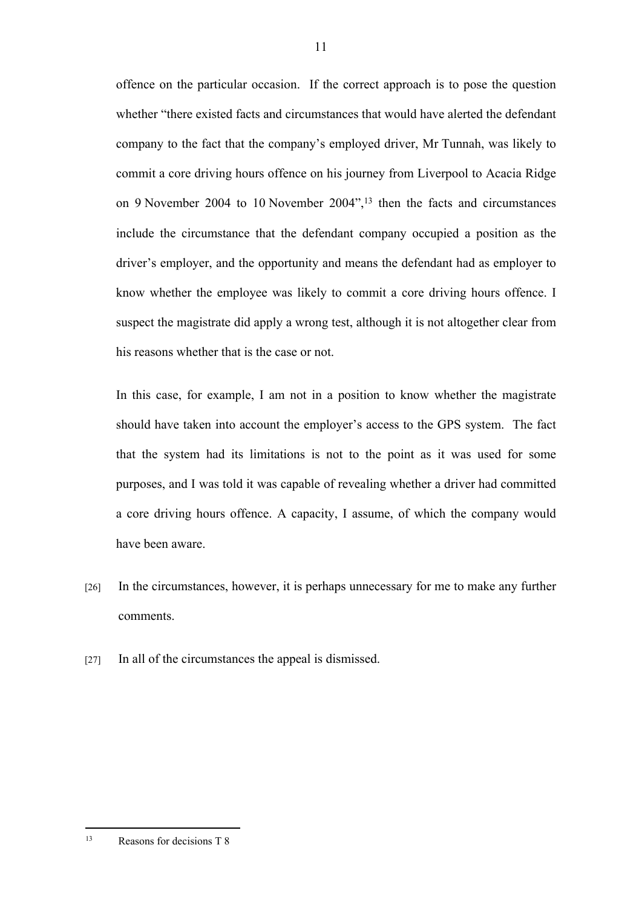offence on the particular occasion. If the correct approach is to pose the question whether "there existed facts and circumstances that would have alerted the defendant company to the fact that the company's employed driver, Mr Tunnah, was likely to commit a core driving hours offence on his journey from Liverpool to Acacia Ridge on 9 November 2004 to 10 November 2004",[13] then the facts and circumstances include the circumstance that the defendant company occupied a position as the driver's employer, and the opportunity and means the defendant had as employer to know whether the employee was likely to commit a core driving hours offence. I suspect the magistrate did apply a wrong test, although it is not altogether clear from his reasons whether that is the case or not.

In this case, for example, I am not in a position to know whether the magistrate should have taken into account the employer's access to the GPS system. The fact that the system had its limitations is not to the point as it was used for some purposes, and I was told it was capable of revealing whether a driver had committed a core driving hours offence. A capacity, I assume, of which the company would have been aware.

[26] In the circumstances, however, it is perhaps unnecessary for me to make any further comments.

[27] In all of the circumstances the appeal is dismissed.

---

[13] Reasons for decisions T 8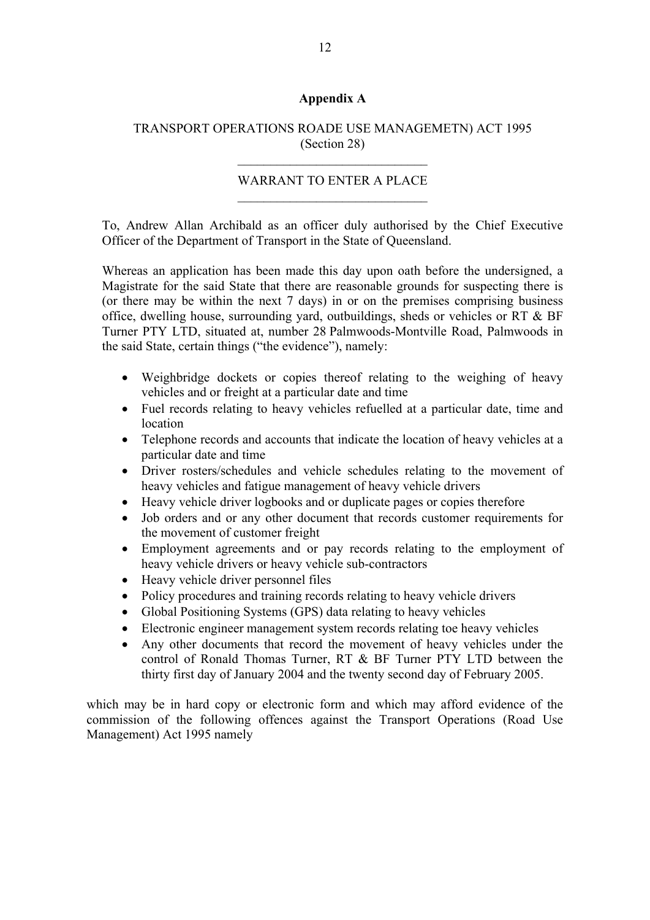## Appendix A

TRANSPORT OPERATIONS ROADE USE MANAGEMETN) ACT 1995
(Section 28)

---

WARRANT TO ENTER A PLACE

---

To, Andrew Allan Archibald as an officer duly authorised by the Chief Executive Officer of the Department of Transport in the State of Queensland.

Whereas an application has been made this day upon oath before the undersigned, a Magistrate for the said State that there are reasonable grounds for suspecting there is (or there may be within the next 7 days) in or on the premises comprising business office, dwelling house, surrounding yard, outbuildings, sheds or vehicles or RT & BF Turner PTY LTD, situated at, number 28 Palmwoods-Montville Road, Palmwoods in the said State, certain things ("the evidence"), namely:

- Weighbridge dockets or copies thereof relating to the weighing of heavy vehicles and or freight at a particular date and time
- Fuel records relating to heavy vehicles refuelled at a particular date, time and location
- Telephone records and accounts that indicate the location of heavy vehicles at a particular date and time
- Driver rosters/schedules and vehicle schedules relating to the movement of heavy vehicles and fatigue management of heavy vehicle drivers
- Heavy vehicle driver logbooks and or duplicate pages or copies therefore
- Job orders and or any other document that records customer requirements for the movement of customer freight
- Employment agreements and or pay records relating to the employment of heavy vehicle drivers or heavy vehicle sub-contractors
- Heavy vehicle driver personnel files
- Policy procedures and training records relating to heavy vehicle drivers
- Global Positioning Systems (GPS) data relating to heavy vehicles
- Electronic engineer management system records relating toe heavy vehicles
- Any other documents that record the movement of heavy vehicles under the control of Ronald Thomas Turner, RT & BF Turner PTY LTD between the thirty first day of January 2004 and the twenty second day of February 2005.

which may be in hard copy or electronic form and which may afford evidence of the commission of the following offences against the Transport Operations (Road Use Management) Act 1995 namely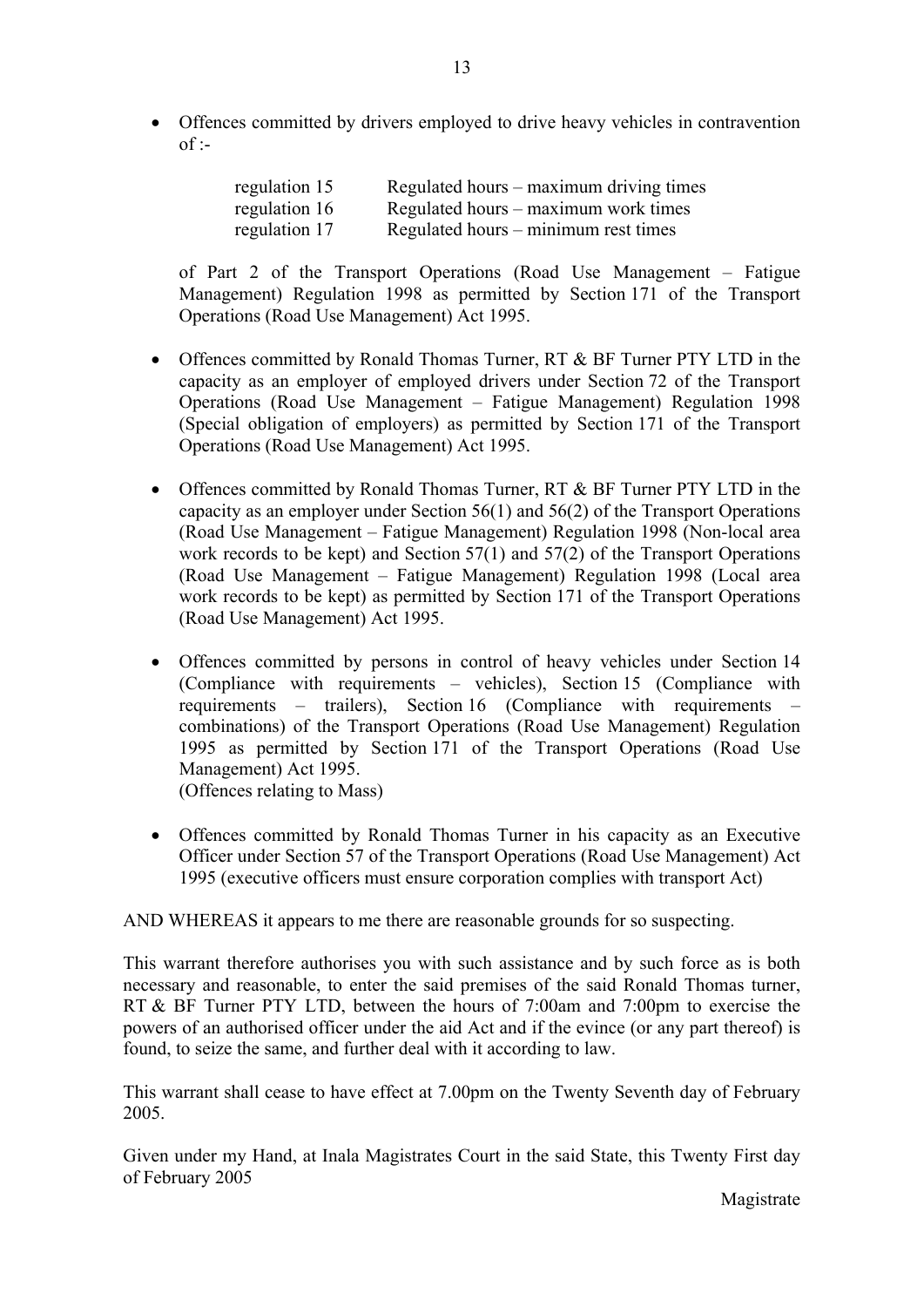- Offences committed by drivers employed to drive heavy vehicles in contravention of :-

| | |
|---|---|
| regulation 15 | Regulated hours – maximum driving times |
| regulation 16 | Regulated hours – maximum work times |
| regulation 17 | Regulated hours – minimum rest times |

  of Part 2 of the Transport Operations (Road Use Management – Fatigue Management) Regulation 1998 as permitted by Section 171 of the Transport Operations (Road Use Management) Act 1995.

- Offences committed by Ronald Thomas Turner, RT & BF Turner PTY LTD in the capacity as an employer of employed drivers under Section 72 of the Transport Operations (Road Use Management – Fatigue Management) Regulation 1998 (Special obligation of employers) as permitted by Section 171 of the Transport Operations (Road Use Management) Act 1995.

- Offences committed by Ronald Thomas Turner, RT & BF Turner PTY LTD in the capacity as an employer under Section 56(1) and 56(2) of the Transport Operations (Road Use Management – Fatigue Management) Regulation 1998 (Non-local area work records to be kept) and Section 57(1) and 57(2) of the Transport Operations (Road Use Management – Fatigue Management) Regulation 1998 (Local area work records to be kept) as permitted by Section 171 of the Transport Operations (Road Use Management) Act 1995.

- Offences committed by persons in control of heavy vehicles under Section 14 (Compliance with requirements – vehicles), Section 15 (Compliance with requirements – trailers), Section 16 (Compliance with requirements – combinations) of the Transport Operations (Road Use Management) Regulation 1995 as permitted by Section 171 of the Transport Operations (Road Use Management) Act 1995.
  (Offences relating to Mass)

- Offences committed by Ronald Thomas Turner in his capacity as an Executive Officer under Section 57 of the Transport Operations (Road Use Management) Act 1995 (executive officers must ensure corporation complies with transport Act)

AND WHEREAS it appears to me there are reasonable grounds for so suspecting.

This warrant therefore authorises you with such assistance and by such force as is both necessary and reasonable, to enter the said premises of the said Ronald Thomas turner, RT & BF Turner PTY LTD, between the hours of 7:00am and 7:00pm to exercise the powers of an authorised officer under the aid Act and if the evince (or any part thereof) is found, to seize the same, and further deal with it according to law.

This warrant shall cease to have effect at 7.00pm on the Twenty Seventh day of February 2005.

Given under my Hand, at Inala Magistrates Court in the said State, this Twenty First day of February 2005

Magistrate